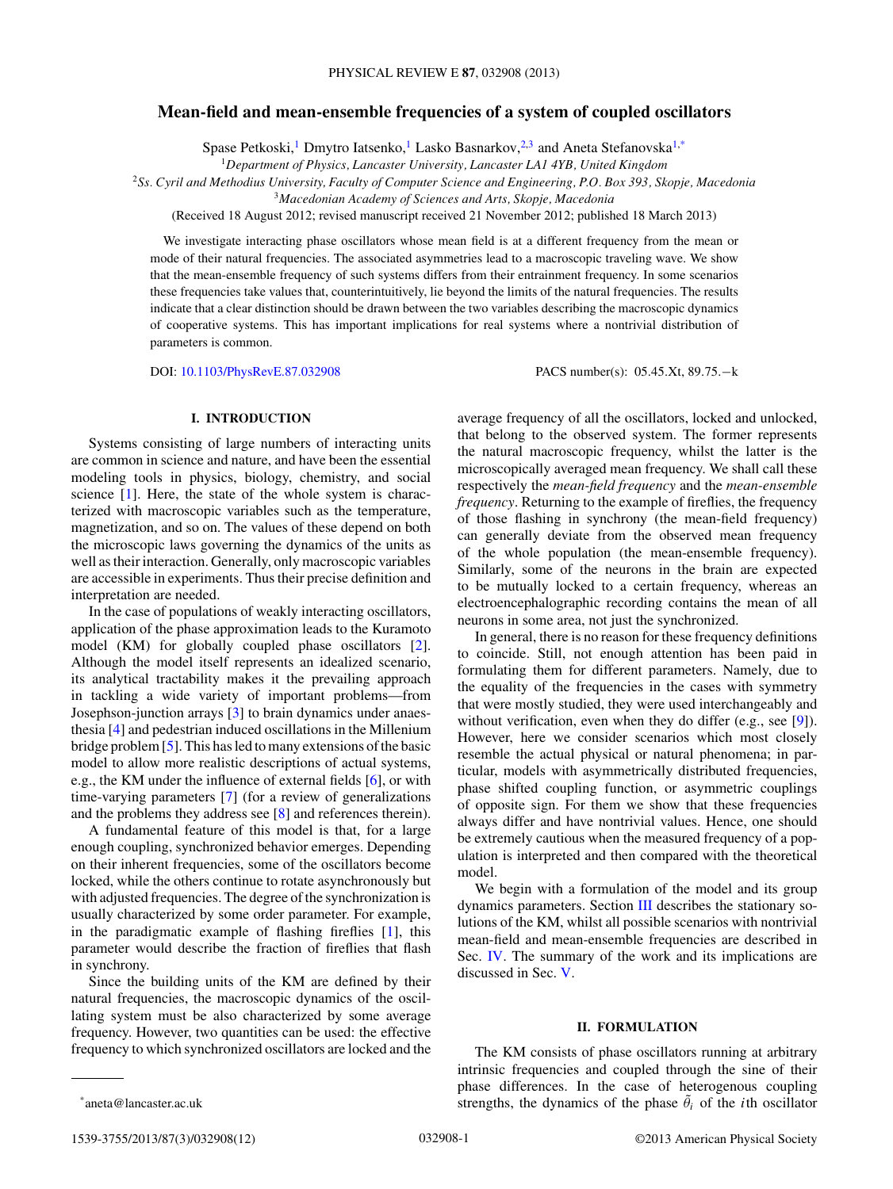# Mean-field and mean-ensemble frequencies of a system of coupled oscillators

Spase Petkoski,[1] Dmytro Iatsenko,[1] Lasko Basnarkov,[2,3] and Aneta Stefanovska[1,*]

[1] *Department of Physics, Lancaster University, Lancaster LA1 4YB, United Kingdom*

[2] *Ss. Cyril and Methodius University, Faculty of Computer Science and Engineering, P.O. Box 393, Skopje, Macedonia*

[3] *Macedonian Academy of Sciences and Arts, Skopje, Macedonia*

(Received 18 August 2012; revised manuscript received 21 November 2012; published 18 March 2013)

We investigate interacting phase oscillators whose mean field is at a different frequency from the mean or mode of their natural frequencies. The associated asymmetries lead to a macroscopic traveling wave. We show that the mean-ensemble frequency of such systems differs from their entrainment frequency. In some scenarios these frequencies take values that, counterintuitively, lie beyond the limits of the natural frequencies. The results indicate that a clear distinction should be drawn between the two variables describing the macroscopic dynamics of cooperative systems. This has important implications for real systems where a nontrivial distribution of parameters is common.

DOI: 10.1103/PhysRevE.87.032908 PACS number(s): 05.45.Xt, 89.75.−k

## I. INTRODUCTION

Systems consisting of large numbers of interacting units are common in science and nature, and have been the essential modeling tools in physics, biology, chemistry, and social science [1]. Here, the state of the whole system is characterized with macroscopic variables such as the temperature, magnetization, and so on. The values of these depend on both the microscopic laws governing the dynamics of the units as well as their interaction. Generally, only macroscopic variables are accessible in experiments. Thus their precise definition and interpretation are needed.

In the case of populations of weakly interacting oscillators, application of the phase approximation leads to the Kuramoto model (KM) for globally coupled phase oscillators [2]. Although the model itself represents an idealized scenario, its analytical tractability makes it the prevailing approach in tackling a wide variety of important problems—from Josephson-junction arrays [3] to brain dynamics under anaesthesia [4] and pedestrian induced oscillations in the Millenium bridge problem [5]. This has led to many extensions of the basic model to allow more realistic descriptions of actual systems, e.g., the KM under the influence of external fields [6], or with time-varying parameters [7] (for a review of generalizations and the problems they address see [8] and references therein).

A fundamental feature of this model is that, for a large enough coupling, synchronized behavior emerges. Depending on their inherent frequencies, some of the oscillators become locked, while the others continue to rotate asynchronously but with adjusted frequencies. The degree of the synchronization is usually characterized by some order parameter. For example, in the paradigmatic example of flashing fireflies [1], this parameter would describe the fraction of fireflies that flash in synchrony.

Since the building units of the KM are defined by their natural frequencies, the macroscopic dynamics of the oscillating system must be also characterized by some average frequency. However, two quantities can be used: the effective frequency to which synchronized oscillators are locked and the average frequency of all the oscillators, locked and unlocked, that belong to the observed system. The former represents the natural macroscopic frequency, whilst the latter is the microscopically averaged mean frequency. We shall call these respectively the *mean-field frequency* and the *mean-ensemble frequency*. Returning to the example of fireflies, the frequency of those flashing in synchrony (the mean-field frequency) can generally deviate from the observed mean frequency of the whole population (the mean-ensemble frequency). Similarly, some of the neurons in the brain are expected to be mutually locked to a certain frequency, whereas an electroencephalographic recording contains the mean of all neurons in some area, not just the synchronized.

In general, there is no reason for these frequency definitions to coincide. Still, not enough attention has been paid in formulating them for different parameters. Namely, due to the equality of the frequencies in the cases with symmetry that were mostly studied, they were used interchangeably and without verification, even when they do differ (e.g., see [9]). However, here we consider scenarios which most closely resemble the actual physical or natural phenomena; in particular, models with asymmetrically distributed frequencies, phase shifted coupling function, or asymmetric couplings of opposite sign. For them we show that these frequencies always differ and have nontrivial values. Hence, one should be extremely cautious when the measured frequency of a population is interpreted and then compared with the theoretical model.

We begin with a formulation of the model and its group dynamics parameters. Section III describes the stationary solutions of the KM, whilst all possible scenarios with nontrivial mean-field and mean-ensemble frequencies are described in Sec. IV. The summary of the work and its implications are discussed in Sec. V.

## II. FORMULATION

The KM consists of phase oscillators running at arbitrary intrinsic frequencies and coupled through the sine of their phase differences. In the case of heterogenous coupling strengths, the dynamics of the phase $\tilde{\theta}_i$ of the $i$th oscillator

---

[*] aneta@lancaster.ac.uk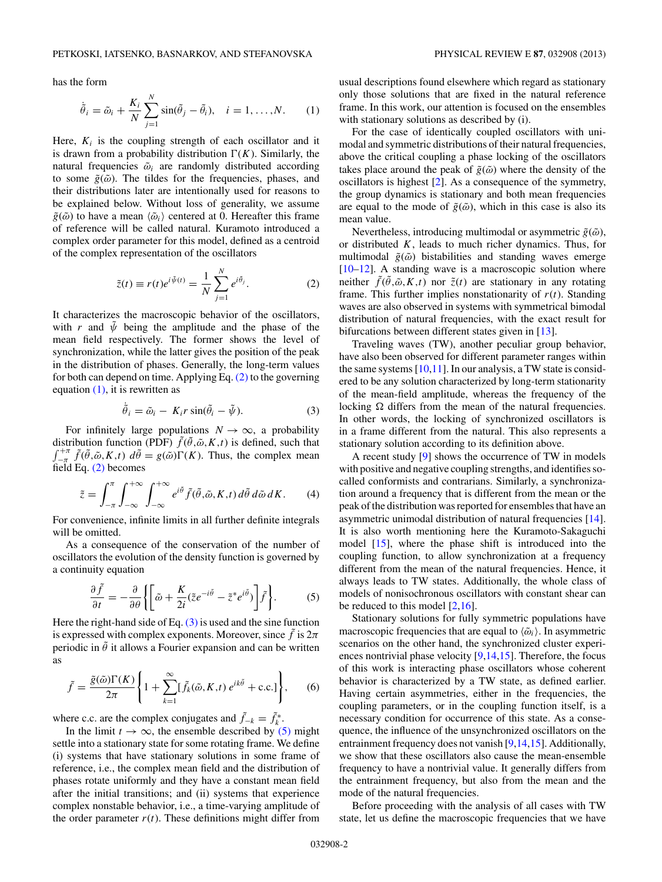has the form

$$\dot{\tilde{\theta}}_i = \tilde{\omega}_i + \frac{K_i}{N}\sum_{j=1}^{N}\sin(\tilde{\theta}_j - \tilde{\theta}_i), \quad i = 1,\ldots,N. \tag{1}$$

Here, $K_i$ is the coupling strength of each oscillator and it is drawn from a probability distribution $\Gamma(K)$. Similarly, the natural frequencies $\tilde{\omega}_i$ are randomly distributed according to some $\tilde{g}(\tilde{\omega})$. The tildes for the frequencies, phases, and their distributions later are intentionally used for reasons to be explained below. Without loss of generality, we assume $\tilde{g}(\tilde{\omega})$ to have a mean $\langle\tilde{\omega}_i\rangle$ centered at 0. Hereafter this frame of reference will be called natural. Kuramoto introduced a complex order parameter for this model, defined as a centroid of the complex representation of the oscillators

$$\tilde{z}(t) \equiv r(t)e^{i\tilde{\psi}(t)} = \frac{1}{N}\sum_{j=1}^{N} e^{i\tilde{\theta}_j}. \tag{2}$$

It characterizes the macroscopic behavior of the oscillators, with $r$ and $\tilde{\psi}$ being the amplitude and the phase of the mean field respectively. The former shows the level of synchronization, while the latter gives the position of the peak in the distribution of phases. Generally, the long-term values for both can depend on time. Applying Eq. (2) to the governing equation (1), it is rewritten as

$$\dot{\tilde{\theta}}_i = \tilde{\omega}_i - K_i r \sin(\tilde{\theta}_i - \tilde{\psi}). \tag{3}$$

For infinitely large populations $N \to \infty$, a probability distribution function (PDF) $\tilde{f}(\tilde{\theta},\tilde{\omega},K,t)$ is defined, such that $\int_{-\pi}^{+\pi} \tilde{f}(\tilde{\theta},\tilde{\omega},K,t)\, d\tilde{\theta} = g(\tilde{\omega})\Gamma(K)$. Thus, the complex mean field Eq. (2) becomes

$$\tilde{z} = \int_{-\pi}^{\pi}\int_{-\infty}^{+\infty}\int_{-\infty}^{+\infty} e^{i\tilde{\theta}}\tilde{f}(\tilde{\theta},\tilde{\omega},K,t)\, d\tilde{\theta}\, d\tilde{\omega}\, dK. \tag{4}$$

For convenience, infinite limits in all further definite integrals will be omitted.

As a consequence of the conservation of the number of oscillators the evolution of the density function is governed by a continuity equation

$$\frac{\partial \tilde{f}}{\partial t} = -\frac{\partial}{\partial \theta}\left\{\left[\tilde{\omega} + \frac{K}{2i}(\tilde{z}e^{-i\tilde{\theta}} - \tilde{z}^{*}e^{i\tilde{\theta}})\right]\tilde{f}\right\}. \tag{5}$$

Here the right-hand side of Eq. (3) is used and the sine function is expressed with complex exponents. Moreover, since $\tilde{f}$ is $2\pi$ periodic in $\tilde{\theta}$ it allows a Fourier expansion and can be written as

$$\tilde{f} = \frac{\tilde{g}(\tilde{\omega})\Gamma(K)}{2\pi}\left\{1 + \sum_{k=1}^{\infty}[\tilde{f}_k(\tilde{\omega},K,t)\, e^{ik\tilde{\theta}} + \text{c.c.}]\right\}, \tag{6}$$

where c.c. are the complex conjugates and $\tilde{f}_{-k} = \tilde{f}_k^{*}$.

In the limit $t \to \infty$, the ensemble described by (5) might settle into a stationary state for some rotating frame. We define (i) systems that have stationary solutions in some frame of reference, i.e., the complex mean field and the distribution of phases rotate uniformly and they have a constant mean field after the initial transitions; and (ii) systems that experience complex nonstable behavior, i.e., a time-varying amplitude of the order parameter $r(t)$. These definitions might differ from usual descriptions found elsewhere which regard as stationary only those solutions that are fixed in the natural reference frame. In this work, our attention is focused on the ensembles with stationary solutions as described by (i).

For the case of identically coupled oscillators with unimodal and symmetric distributions of their natural frequencies, above the critical coupling a phase locking of the oscillators takes place around the peak of $\tilde{g}(\tilde{\omega})$ where the density of the oscillators is highest [2]. As a consequence of the symmetry, the group dynamics is stationary and both mean frequencies are equal to the mode of $\tilde{g}(\tilde{\omega})$, which in this case is also its mean value.

Nevertheless, introducing multimodal or asymmetric $\tilde{g}(\tilde{\omega})$, or distributed $K$, leads to much richer dynamics. Thus, for multimodal $\tilde{g}(\tilde{\omega})$ bistabilities and standing waves emerge [10–12]. A standing wave is a macroscopic solution where neither $\tilde{f}(\tilde{\theta},\tilde{\omega},K,t)$ nor $\tilde{z}(t)$ are stationary in any rotating frame. This further implies nonstationarity of $r(t)$. Standing waves are also observed in systems with symmetrical bimodal distribution of natural frequencies, with the exact result for bifurcations between different states given in [13].

Traveling waves (TW), another peculiar group behavior, have also been observed for different parameter ranges within the same systems [10,11]. In our analysis, a TW state is considered to be any solution characterized by long-term stationarity of the mean-field amplitude, whereas the frequency of the locking $\Omega$ differs from the mean of the natural frequencies. In other words, the locking of synchronized oscillators is in a frame different from the natural. This also represents a stationary solution according to its definition above.

A recent study [9] shows the occurrence of TW in models with positive and negative coupling strengths, and identifies so-called conformists and contrarians. Similarly, a synchronization around a frequency that is different from the mean or the peak of the distribution was reported for ensembles that have an asymmetric unimodal distribution of natural frequencies [14]. It is also worth mentioning here the Kuramoto-Sakaguchi model [15], where the phase shift is introduced into the coupling function, to allow synchronization at a frequency different from the mean of the natural frequencies. Hence, it always leads to TW states. Additionally, the whole class of models of nonisochronous oscillators with constant shear can be reduced to this model [2,16].

Stationary solutions for fully symmetric populations have macroscopic frequencies that are equal to $\langle\tilde{\omega}_i\rangle$. In asymmetric scenarios on the other hand, the synchronized cluster experiences nontrivial phase velocity [9,14,15]. Therefore, the focus of this work is interacting phase oscillators whose coherent behavior is characterized by a TW state, as defined earlier. Having certain asymmetries, either in the frequencies, the coupling parameters, or in the coupling function itself, is a necessary condition for occurrence of this state. As a consequence, the influence of the unsynchronized oscillators on the entrainment frequency does not vanish [9,14,15]. Additionally, we show that these oscillators also cause the mean-ensemble frequency to have a nontrivial value. It generally differs from the entrainment frequency, but also from the mean and the mode of the natural frequencies.

Before proceeding with the analysis of all cases with TW state, let us define the macroscopic frequencies that we have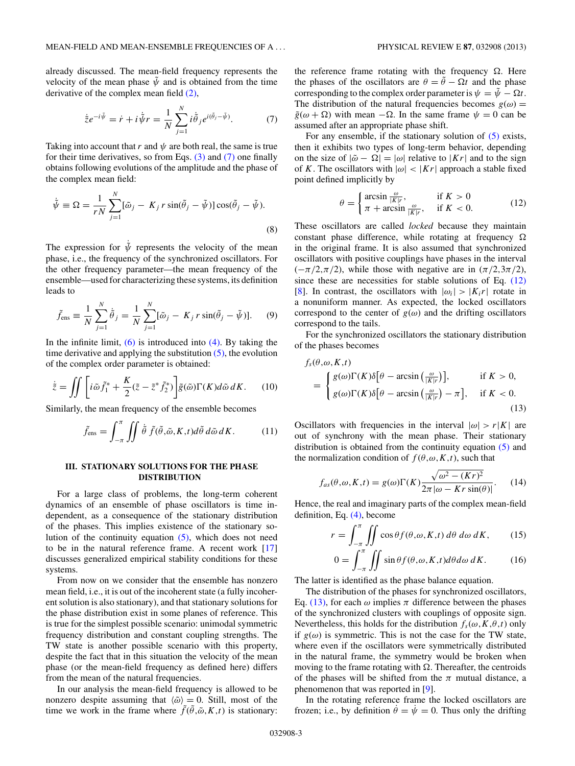already discussed. The mean-field frequency represents the velocity of the mean phase $\tilde{\psi}$ and is obtained from the time derivative of the complex mean field (2),

$$\dot{\tilde{z}}e^{-i\tilde{\psi}} = \dot{r} + i\dot{\tilde{\psi}}r = \frac{1}{N}\sum_{j=1}^{N} i\dot{\tilde{\theta}}_j e^{i(\tilde{\theta}_j-\tilde{\psi})}. \qquad (7)$$

Taking into account that $r$ and $\psi$ are both real, the same is true for their time derivatives, so from Eqs. (3) and (7) one finally obtains following evolutions of the amplitude and the phase of the complex mean field:

$$\dot{\tilde{\psi}} \equiv \Omega = \frac{1}{rN}\sum_{j=1}^{N}[\tilde{\omega}_j - K_j\, r\sin(\tilde{\theta}_j - \tilde{\psi})]\cos(\tilde{\theta}_j - \tilde{\psi}). \qquad (8)$$

The expression for $\dot{\tilde{\psi}}$ represents the velocity of the mean phase, i.e., the frequency of the synchronized oscillators. For the other frequency parameter—the mean frequency of the ensemble—used for characterizing these systems, its definition leads to

$$\tilde{f}_{\text{ens}} \equiv \frac{1}{N}\sum_{j=1}^{N}\dot{\tilde{\theta}}_j = \frac{1}{N}\sum_{j=1}^{N}[\tilde{\omega}_j - K_j\, r\sin(\tilde{\theta}_j - \tilde{\psi})]. \qquad (9)$$

In the infinite limit, (6) is introduced into (4). By taking the time derivative and applying the substitution (5), the evolution of the complex order parameter is obtained:

$$\dot{\tilde{z}} = \iint\left[i\tilde{\omega}\tilde{f}_1^* + \frac{K}{2}(\tilde{z} - \tilde{z}^*\tilde{f}_2^*)\right]\tilde{g}(\tilde{\omega})\Gamma(K)d\tilde{\omega}\,dK. \qquad (10)$$

Similarly, the mean frequency of the ensemble becomes

$$\tilde{f}_{\text{ens}} = \int_{-\pi}^{\pi}\iint \dot{\tilde{\theta}}\,\tilde{f}(\tilde{\theta},\tilde{\omega},K,t)d\tilde{\theta}\,d\tilde{\omega}\,dK. \qquad (11)$$

## III. STATIONARY SOLUTIONS FOR THE PHASE DISTRIBUTION

For a large class of problems, the long-term coherent dynamics of an ensemble of phase oscillators is time independent, as a consequence of the stationary distribution of the phases. This implies existence of the stationary solution of the continuity equation (5), which does not need to be in the natural reference frame. A recent work [17] discusses generalized empirical stability conditions for these systems.

From now on we consider that the ensemble has nonzero mean field, i.e., it is out of the incoherent state (a fully incoherent solution is also stationary), and that stationary solutions for the phase distribution exist in some planes of reference. This is true for the simplest possible scenario: unimodal symmetric frequency distribution and constant coupling strengths. The TW state is another possible scenario with this property, despite the fact that in this situation the velocity of the mean phase (or the mean-field frequency as defined here) differs from the mean of the natural frequencies.

In our analysis the mean-field frequency is allowed to be nonzero despite assuming that $\langle\tilde{\omega}\rangle = 0$. Still, most of the time we work in the frame where $\tilde{f}(\tilde{\theta},\tilde{\omega},K,t)$ is stationary: the reference frame rotating with the frequency $\Omega$. Here the phases of the oscillators are $\theta = \tilde{\theta} - \Omega t$ and the phase corresponding to the complex order parameter is $\psi = \tilde{\psi} - \Omega t$. The distribution of the natural frequencies becomes $g(\omega) = \tilde{g}(\omega + \Omega)$ with mean $-\Omega$. In the same frame $\psi = 0$ can be assumed after an appropriate phase shift.

For any ensemble, if the stationary solution of (5) exists, then it exhibits two types of long-term behavior, depending on the size of $|\tilde{\omega} - \Omega| = |\omega|$ relative to $|Kr|$ and to the sign of $K$. The oscillators with $|\omega| < |Kr|$ approach a stable fixed point defined implicitly by

$$\theta = \begin{cases} \arcsin\frac{\omega}{|K|r}, & \text{if } K > 0 \\ \pi + \arcsin\frac{\omega}{|K|r}, & \text{if } K < 0. \end{cases} \qquad (12)$$

These oscillators are called *locked* because they maintain constant phase difference, while rotating at frequency $\Omega$ in the original frame. It is also assumed that synchronized oscillators with positive couplings have phases in the interval $(-\pi/2,\pi/2)$, while those with negative are in $(\pi/2,3\pi/2)$, since these are necessities for stable solutions of Eq. (12) [8]. In contrast, the oscillators with $|\omega_i| > |K_i r|$ rotate in a nonuniform manner. As expected, the locked oscillators correspond to the center of $g(\omega)$ and the drifting oscillators correspond to the tails.

For the synchronized oscillators the stationary distribution of the phases becomes

$$f_s(\theta,\omega,K,t) = \begin{cases} g(\omega)\Gamma(K)\delta\left[\theta - \arcsin\left(\frac{\omega}{|K|r}\right)\right], & \text{if } K > 0, \\ g(\omega)\Gamma(K)\delta\left[\theta - \arcsin\left(\frac{\omega}{|K|r}\right) - \pi\right], & \text{if } K < 0. \end{cases} \qquad (13)$$

Oscillators with frequencies in the interval $|\omega| > r|K|$ are out of synchrony with the mean phase. Their stationary distribution is obtained from the continuity equation (5) and the normalization condition of $f(\theta,\omega,K,t)$, such that

$$f_{as}(\theta,\omega,K,t) = g(\omega)\Gamma(K)\frac{\sqrt{\omega^2 - (Kr)^2}}{2\pi|\omega - Kr\sin(\theta)|}. \qquad (14)$$

Hence, the real and imaginary parts of the complex mean-field definition, Eq. (4), become

$$r = \int_{-\pi}^{\pi}\iint \cos\theta f(\theta,\omega,K,t)\,d\theta\,d\omega\,dK, \qquad (15)$$

$$0 = \int_{-\pi}^{\pi}\iint \sin\theta f(\theta,\omega,K,t)d\theta d\omega\,dK. \qquad (16)$$

The latter is identified as the phase balance equation.

The distribution of the phases for synchronized oscillators, Eq. (13), for each $\omega$ implies $\pi$ difference between the phases of the synchronized clusters with couplings of opposite sign. Nevertheless, this holds for the distribution $f_s(\omega,K,\theta,t)$ only if $g(\omega)$ is symmetric. This is not the case for the TW state, where even if the oscillators were symmetrically distributed in the natural frame, the symmetry would be broken when moving to the frame rotating with $\Omega$. Thereafter, the centroids of the phases will be shifted from the $\pi$ mutual distance, a phenomenon that was reported in [9].

In the rotating reference frame the locked oscillators are frozen; i.e., by definition $\dot{\theta} = \dot{\psi} = 0$. Thus only the drifting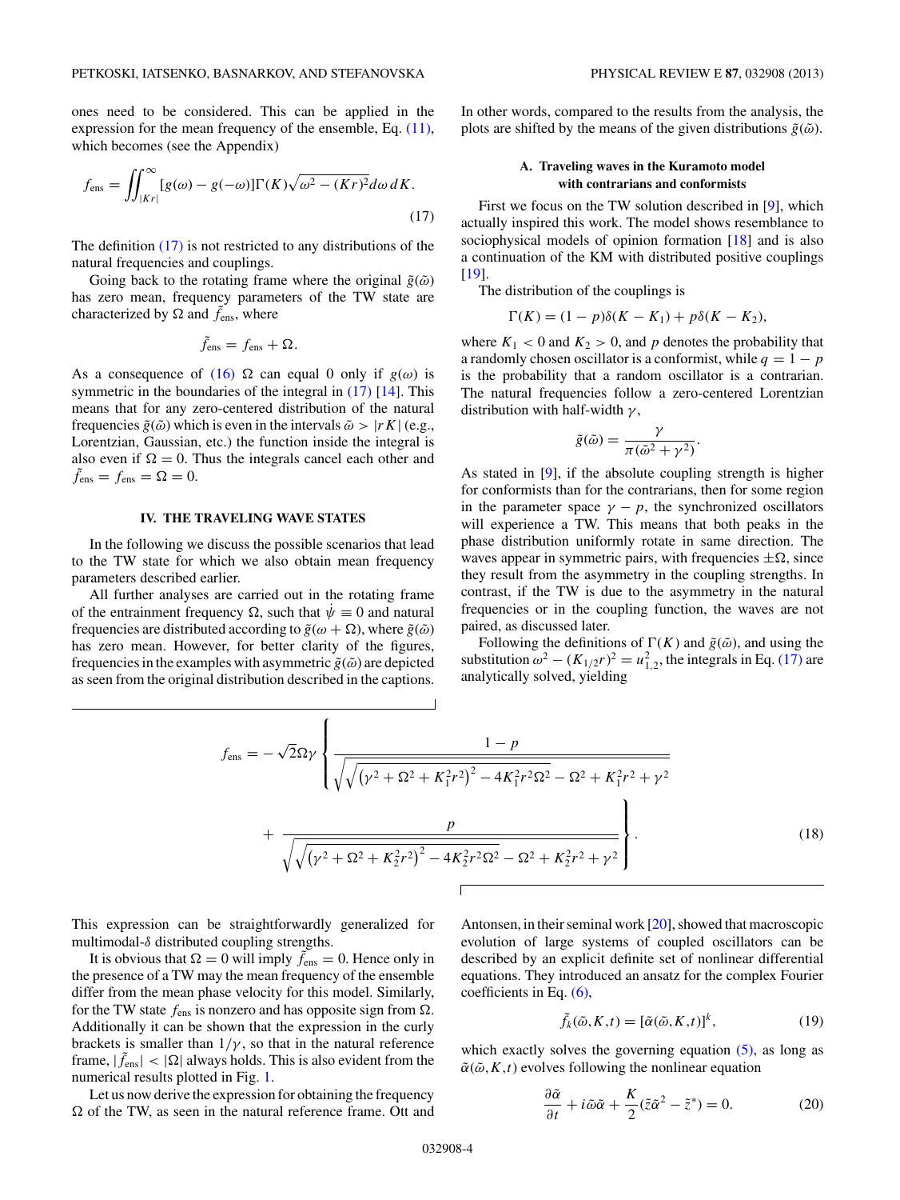ones need to be considered. This can be applied in the expression for the mean frequency of the ensemble, Eq. (11), which becomes (see the Appendix)

$$f_{\text{ens}} = \iint_{|Kr|}^{\infty} [g(\omega) - g(-\omega)]\Gamma(K)\sqrt{\omega^2 - (Kr)^2}d\omega\, dK. \tag{17}$$

The definition (17) is not restricted to any distributions of the natural frequencies and couplings.

Going back to the rotating frame where the original $\tilde{g}(\tilde{\omega})$ has zero mean, frequency parameters of the TW state are characterized by $\Omega$ and $\tilde{f}_{\text{ens}}$, where

$$\tilde{f}_{\text{ens}} = f_{\text{ens}} + \Omega.$$

As a consequence of (16) $\Omega$ can equal 0 only if $g(\omega)$ is symmetric in the boundaries of the integral in (17) [14]. This means that for any zero-centered distribution of the natural frequencies $\tilde{g}(\tilde{\omega})$ which is even in the intervals $\tilde{\omega} > |rK|$ (e.g., Lorentzian, Gaussian, etc.) the function inside the integral is also even if $\Omega = 0$. Thus the integrals cancel each other and $\tilde{f}_{\text{ens}} = f_{\text{ens}} = \Omega = 0$.

## IV. THE TRAVELING WAVE STATES

In the following we discuss the possible scenarios that lead to the TW state for which we also obtain mean frequency parameters described earlier.

All further analyses are carried out in the rotating frame of the entrainment frequency $\Omega$, such that $\dot{\psi} \equiv 0$ and natural frequencies are distributed according to $\tilde{g}(\omega + \Omega)$, where $\tilde{g}(\tilde{\omega})$ has zero mean. However, for better clarity of the figures, frequencies in the examples with asymmetric $\tilde{g}(\tilde{\omega})$ are depicted as seen from the original distribution described in the captions. In other words, compared to the results from the analysis, the plots are shifted by the means of the given distributions $\tilde{g}(\tilde{\omega})$.

### A. Traveling waves in the Kuramoto model with contrarians and conformists

First we focus on the TW solution described in [9], which actually inspired this work. The model shows resemblance to sociophysical models of opinion formation [18] and is also a continuation of the KM with distributed positive couplings [19].

The distribution of the couplings is

$$\Gamma(K) = (1 - p)\delta(K - K_1) + p\delta(K - K_2),$$

where $K_1 < 0$ and $K_2 > 0$, and $p$ denotes the probability that a randomly chosen oscillator is a conformist, while $q = 1 - p$ is the probability that a random oscillator is a contrarian. The natural frequencies follow a zero-centered Lorentzian distribution with half-width $\gamma$,

$$\tilde{g}(\tilde{\omega}) = \frac{\gamma}{\pi(\tilde{\omega}^2 + \gamma^2)}.$$

As stated in [9], if the absolute coupling strength is higher for conformists than for the contrarians, then for some region in the parameter space $\gamma - p$, the synchronized oscillators will experience a TW. This means that both peaks in the phase distribution uniformly rotate in same direction. The waves appear in symmetric pairs, with frequencies $\pm\Omega$, since they result from the asymmetry in the coupling strengths. In contrast, if the TW is due to the asymmetry in the natural frequencies or in the coupling function, the waves are not paired, as discussed later.

Following the definitions of $\Gamma(K)$ and $\tilde{g}(\tilde{\omega})$, and using the substitution $\omega^2 - (K_{1/2}r)^2 = u_{1,2}^2$, the integrals in Eq. (17) are analytically solved, yielding

$$f_{\text{ens}} = -\sqrt{2}\Omega\gamma \left\{ \frac{1-p}{\sqrt{\sqrt{\left(\gamma^2 + \Omega^2 + K_1^2 r^2\right)^2 - 4K_1^2 r^2 \Omega^2} - \Omega^2 + K_1^2 r^2 + \gamma^2}} + \frac{p}{\sqrt{\sqrt{\left(\gamma^2 + \Omega^2 + K_2^2 r^2\right)^2 - 4K_2^2 r^2 \Omega^2} - \Omega^2 + K_2^2 r^2 + \gamma^2}} \right\}. \tag{18}$$

This expression can be straightforwardly generalized for multimodal-$\delta$ distributed coupling strengths.

It is obvious that $\Omega = 0$ will imply $\tilde{f}_{\text{ens}} = 0$. Hence only in the presence of a TW may the mean frequency of the ensemble differ from the mean phase velocity for this model. Similarly, for the TW state $f_{\text{ens}}$ is nonzero and has opposite sign from $\Omega$. Additionally it can be shown that the expression in the curly brackets is smaller than $1/\gamma$, so that in the natural reference frame, $|\tilde{f}_{\text{ens}}| < |\Omega|$ always holds. This is also evident from the numerical results plotted in Fig. 1.

Let us now derive the expression for obtaining the frequency $\Omega$ of the TW, as seen in the natural reference frame. Ott and Antonsen, in their seminal work [20], showed that macroscopic evolution of large systems of coupled oscillators can be described by an explicit definite set of nonlinear differential equations. They introduced an ansatz for the complex Fourier coefficients in Eq. (6),

$$\tilde{f}_k(\tilde{\omega}, K, t) = [\tilde{\alpha}(\tilde{\omega}, K, t)]^k, \tag{19}$$

which exactly solves the governing equation (5), as long as $\tilde{\alpha}(\tilde{\omega}, K, t)$ evolves following the nonlinear equation

$$\frac{\partial \tilde{\alpha}}{\partial t} + i\tilde{\omega}\tilde{\alpha} + \frac{K}{2}(\tilde{z}\tilde{\alpha}^2 - \tilde{z}^*) = 0. \tag{20}$$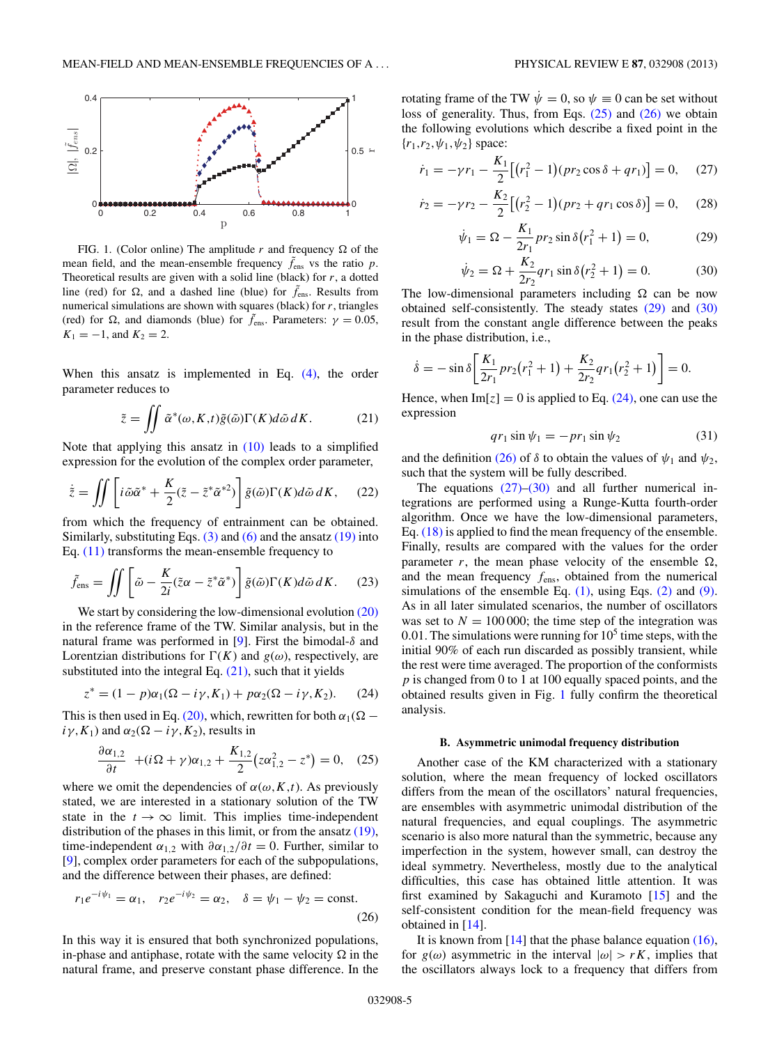FIG. 1. (Color online) The amplitude $r$ and frequency $\Omega$ of the mean field, and the mean-ensemble frequency $\tilde{f}_{\text{ens}}$ vs the ratio $p$. Theoretical results are given with a solid line (black) for $r$, a dotted line (red) for $\Omega$, and a dashed line (blue) for $\tilde{f}_{\text{ens}}$. Results from numerical simulations are shown with squares (black) for $r$, triangles (red) for $\Omega$, and diamonds (blue) for $\tilde{f}_{\text{ens}}$. Parameters: $\gamma = 0.05$, $K_1 = -1$, and $K_2 = 2$.

When this ansatz is implemented in Eq. (4), the order parameter reduces to

$$\tilde{z} = \iint \tilde{\alpha}^*(\omega, K, t)\tilde{g}(\tilde{\omega})\Gamma(K)d\tilde{\omega}\,dK. \tag{21}$$

Note that applying this ansatz in (10) leads to a simplified expression for the evolution of the complex order parameter,

$$\dot{\tilde{z}} = \iint \left[i\tilde{\omega}\tilde{\alpha}^* + \frac{K}{2}(\tilde{z} - \tilde{z}^*\tilde{\alpha}^{*2})\right]\tilde{g}(\tilde{\omega})\Gamma(K)d\tilde{\omega}\,dK, \tag{22}$$

from which the frequency of entrainment can be obtained. Similarly, substituting Eqs. (3) and (6) and the ansatz (19) into Eq. (11) transforms the mean-ensemble frequency to

$$\tilde{f}_{\text{ens}} = \iint \left[\tilde{\omega} - \frac{K}{2i}(\tilde{z}\alpha - \tilde{z}^*\tilde{\alpha}^*)\right]\tilde{g}(\tilde{\omega})\Gamma(K)d\tilde{\omega}\,dK. \tag{23}$$

We start by considering the low-dimensional evolution (20) in the reference frame of the TW. Similar analysis, but in the natural frame was performed in [9]. First the bimodal-$\delta$ and Lorentzian distributions for $\Gamma(K)$ and $g(\omega)$, respectively, are substituted into the integral Eq. (21), such that it yields

$$z^* = (1-p)\alpha_1(\Omega - i\gamma, K_1) + p\alpha_2(\Omega - i\gamma, K_2). \tag{24}$$

This is then used in Eq. (20), which, rewritten for both $\alpha_1(\Omega - i\gamma, K_1)$ and $\alpha_2(\Omega - i\gamma, K_2)$, results in

$$\frac{\partial \alpha_{1,2}}{\partial t} + (i\Omega + \gamma)\alpha_{1,2} + \frac{K_{1,2}}{2}\left(z\alpha_{1,2}^2 - z^*\right) = 0, \tag{25}$$

where we omit the dependencies of $\alpha(\omega, K, t)$. As previously stated, we are interested in a stationary solution of the TW state in the $t \to \infty$ limit. This implies time-independent distribution of the phases in this limit, or from the ansatz (19), time-independent $\alpha_{1,2}$ with $\partial\alpha_{1,2}/\partial t = 0$. Further, similar to [9], complex order parameters for each of the subpopulations, and the difference between their phases, are defined:

$$r_1 e^{-i\psi_1} = \alpha_1, \quad r_2 e^{-i\psi_2} = \alpha_2, \quad \delta = \psi_1 - \psi_2 = \text{const}. \tag{26}$$

In this way it is ensured that both synchronized populations, in-phase and antiphase, rotate with the same velocity $\Omega$ in the natural frame, and preserve constant phase difference. In the rotating frame of the TW $\dot{\psi} = 0$, so $\psi \equiv 0$ can be set without loss of generality. Thus, from Eqs. (25) and (26) we obtain the following evolutions which describe a fixed point in the $\{r_1, r_2, \psi_1, \psi_2\}$ space:

$$\dot{r}_1 = -\gamma r_1 - \frac{K_1}{2}\left[\left(r_1^2 - 1\right)(pr_2\cos\delta + qr_1)\right] = 0, \tag{27}$$

$$\dot{r}_2 = -\gamma r_2 - \frac{K_2}{2}\left[\left(r_2^2 - 1\right)(pr_2 + qr_1\cos\delta)\right] = 0, \tag{28}$$

$$\dot{\psi}_1 = \Omega - \frac{K_1}{2r_1}pr_2\sin\delta\left(r_1^2 + 1\right) = 0, \tag{29}$$

$$\dot{\psi}_2 = \Omega + \frac{K_2}{2r_2}qr_1\sin\delta\left(r_2^2 + 1\right) = 0. \tag{30}$$

The low-dimensional parameters including $\Omega$ can be now obtained self-consistently. The steady states (29) and (30) result from the constant angle difference between the peaks in the phase distribution, i.e.,

$$\dot{\delta} = -\sin\delta\left[\frac{K_1}{2r_1}pr_2\left(r_1^2 + 1\right) + \frac{K_2}{2r_2}qr_1\left(r_2^2 + 1\right)\right] = 0.$$

Hence, when $\text{Im}[z] = 0$ is applied to Eq. (24), one can use the expression

$$qr_1\sin\psi_1 = -pr_1\sin\psi_2 \tag{31}$$

and the definition (26) of $\delta$ to obtain the values of $\psi_1$ and $\psi_2$, such that the system will be fully described.

The equations (27)–(30) and all further numerical integrations are performed using a Runge-Kutta fourth-order algorithm. Once we have the low-dimensional parameters, Eq. (18) is applied to find the mean frequency of the ensemble. Finally, results are compared with the values for the order parameter $r$, the mean phase velocity of the ensemble $\Omega$, and the mean frequency $f_{\text{ens}}$, obtained from the numerical simulations of the ensemble Eq. (1), using Eqs. (2) and (9). As in all later simulated scenarios, the number of oscillators was set to $N = 100\,000$; the time step of the integration was 0.01. The simulations were running for $10^5$ time steps, with the initial 90% of each run discarded as possibly transient, while the rest were time averaged. The proportion of the conformists $p$ is changed from 0 to 1 at 100 equally spaced points, and the obtained results given in Fig. 1 fully confirm the theoretical analysis.

### B. Asymmetric unimodal frequency distribution

Another case of the KM characterized with a stationary solution, where the mean frequency of locked oscillators differs from the mean of the oscillators' natural frequencies, are ensembles with asymmetric unimodal distribution of the natural frequencies, and equal couplings. The asymmetric scenario is also more natural than the symmetric, because any imperfection in the system, however small, can destroy the ideal symmetry. Nevertheless, mostly due to the analytical difficulties, this case has obtained little attention. It was first examined by Sakaguchi and Kuramoto [15] and the self-consistent condition for the mean-field frequency was obtained in [14].

It is known from [14] that the phase balance equation (16), for $g(\omega)$ asymmetric in the interval $|\omega| > rK$, implies that the oscillators always lock to a frequency that differs from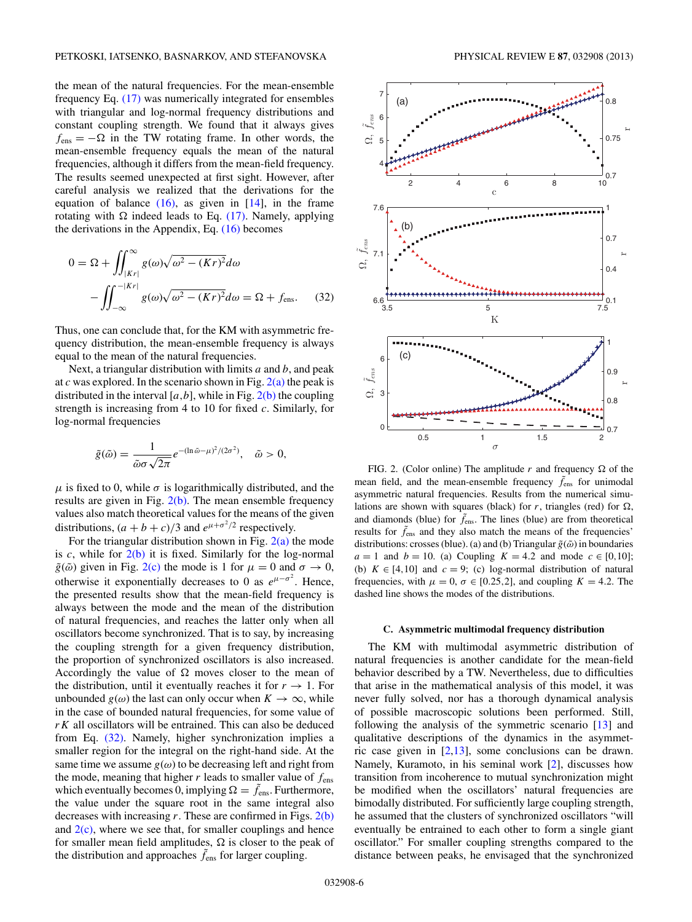the mean of the natural frequencies. For the mean-ensemble frequency Eq. (17) was numerically integrated for ensembles with triangular and log-normal frequency distributions and constant coupling strength. We found that it always gives $f_{\text{ens}} = -\Omega$ in the TW rotating frame. In other words, the mean-ensemble frequency equals the mean of the natural frequencies, although it differs from the mean-field frequency. The results seemed unexpected at first sight. However, after careful analysis we realized that the derivations for the equation of balance (16), as given in [14], in the frame rotating with $\Omega$ indeed leads to Eq. (17). Namely, applying the derivations in the Appendix, Eq. (16) becomes

$$0 = \Omega + \iint_{|Kr|}^{\infty} g(\omega)\sqrt{\omega^2 - (Kr)^2}d\omega - \iint_{-\infty}^{-|Kr|} g(\omega)\sqrt{\omega^2 - (Kr)^2}d\omega = \Omega + f_{\text{ens}}. \quad (32)$$

Thus, one can conclude that, for the KM with asymmetric frequency distribution, the mean-ensemble frequency is always equal to the mean of the natural frequencies.

Next, a triangular distribution with limits $a$ and $b$, and peak at $c$ was explored. In the scenario shown in Fig. 2(a) the peak is distributed in the interval $[a,b]$, while in Fig. 2(b) the coupling strength is increasing from 4 to 10 for fixed $c$. Similarly, for log-normal frequencies

$$\tilde{g}(\tilde{\omega}) = \frac{1}{\tilde{\omega}\sigma\sqrt{2\pi}} e^{-(\ln\tilde{\omega}-\mu)^2/(2\sigma^2)}, \quad \tilde{\omega} > 0,$$

$\mu$ is fixed to 0, while $\sigma$ is logarithmically distributed, and the results are given in Fig. 2(b). The mean ensemble frequency values also match theoretical values for the means of the given distributions, $(a+b+c)/3$ and $e^{\mu+\sigma^2/2}$ respectively.

For the triangular distribution shown in Fig. 2(a) the mode is $c$, while for 2(b) it is fixed. Similarly for the log-normal $\tilde{g}(\tilde{\omega})$ given in Fig. 2(c) the mode is 1 for $\mu = 0$ and $\sigma \to 0$, otherwise it exponentially decreases to 0 as $e^{\mu-\sigma^2}$. Hence, the presented results show that the mean-field frequency is always between the mode and the mean of the distribution of natural frequencies, and reaches the latter only when all oscillators become synchronized. That is to say, by increasing the coupling strength for a given frequency distribution, the proportion of synchronized oscillators is also increased. Accordingly the value of $\Omega$ moves closer to the mean of the distribution, until it eventually reaches it for $r \to 1$. For unbounded $g(\omega)$ the last can only occur when $K \to \infty$, while in the case of bounded natural frequencies, for some value of $rK$ all oscillators will be entrained. This can also be deduced from Eq. (32). Namely, higher synchronization implies a smaller region for the integral on the right-hand side. At the same time we assume $g(\omega)$ to be decreasing left and right from the mode, meaning that higher $r$ leads to smaller value of $f_{\text{ens}}$ which eventually becomes 0, implying $\Omega = \tilde{f}_{\text{ens}}$. Furthermore, the value under the square root in the same integral also decreases with increasing $r$. These are confirmed in Figs. 2(b) and 2(c), where we see that, for smaller couplings and hence for smaller mean field amplitudes, $\Omega$ is closer to the peak of the distribution and approaches $\tilde{f}_{\text{ens}}$ for larger coupling.

FIG. 2. (Color online) The amplitude $r$ and frequency $\Omega$ of the mean field, and the mean-ensemble frequency $\tilde{f}_{\text{ens}}$ for unimodal asymmetric natural frequencies. Results from the numerical simulations are shown with squares (black) for $r$, triangles (red) for $\Omega$, and diamonds (blue) for $\tilde{f}_{\text{ens}}$. The lines (blue) are from theoretical results for $\tilde{f}_{\text{ens}}$ and they also match the means of the frequencies' distributions: crosses (blue). (a) and (b) Triangular $\tilde{g}(\tilde{\omega})$ in boundaries $a = 1$ and $b = 10$. (a) Coupling $K = 4.2$ and mode $c \in [0,10]$; (b) $K \in [4,10]$ and $c = 9$; (c) log-normal distribution of natural frequencies, with $\mu = 0$, $\sigma \in [0.25,2]$, and coupling $K = 4.2$. The dashed line shows the modes of the distributions.

### C. Asymmetric multimodal frequency distribution

The KM with multimodal asymmetric distribution of natural frequencies is another candidate for the mean-field behavior described by a TW. Nevertheless, due to difficulties that arise in the mathematical analysis of this model, it was never fully solved, nor has a thorough dynamical analysis of possible macroscopic solutions been performed. Still, following the analysis of the symmetric scenario [13] and qualitative descriptions of the dynamics in the asymmetric case given in [2,13], some conclusions can be drawn. Namely, Kuramoto, in his seminal work [2], discusses how transition from incoherence to mutual synchronization might be modified when the oscillators' natural frequencies are bimodally distributed. For sufficiently large coupling strength, he assumed that the clusters of synchronized oscillators "will eventually be entrained to each other to form a single giant oscillator." For smaller coupling strengths compared to the distance between peaks, he envisaged that the synchronized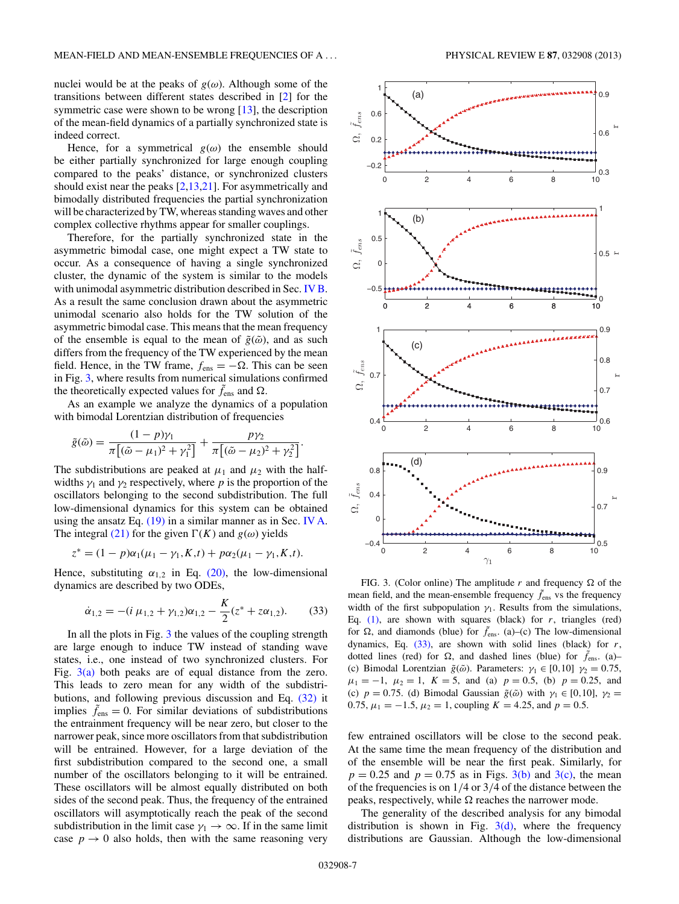nuclei would be at the peaks of $g(\omega)$. Although some of the transitions between different states described in [2] for the symmetric case were shown to be wrong [13], the description of the mean-field dynamics of a partially synchronized state is indeed correct.

Hence, for a symmetrical $g(\omega)$ the ensemble should be either partially synchronized for large enough coupling compared to the peaks' distance, or synchronized clusters should exist near the peaks [2,13,21]. For asymmetrically and bimodally distributed frequencies the partial synchronization will be characterized by TW, whereas standing waves and other complex collective rhythms appear for smaller couplings.

Therefore, for the partially synchronized state in the asymmetric bimodal case, one might expect a TW state to occur. As a consequence of having a single synchronized cluster, the dynamic of the system is similar to the models with unimodal asymmetric distribution described in Sec. IV B. As a result the same conclusion drawn about the asymmetric unimodal scenario also holds for the TW solution of the asymmetric bimodal case. This means that the mean frequency of the ensemble is equal to the mean of $\tilde{g}(\tilde{\omega})$, and as such differs from the frequency of the TW experienced by the mean field. Hence, in the TW frame, $f_{\text{ens}} = -\Omega$. This can be seen in Fig. 3, where results from numerical simulations confirmed the theoretically expected values for $\tilde{f}_{\text{ens}}$ and $\Omega$.

As an example we analyze the dynamics of a population with bimodal Lorentzian distribution of frequencies

$$\tilde{g}(\tilde{\omega}) = \frac{(1-p)\gamma_1}{\pi\left[(\tilde{\omega}-\mu_1)^2+\gamma_1^2\right]} + \frac{p\gamma_2}{\pi\left[(\tilde{\omega}-\mu_2)^2+\gamma_2^2\right]}.$$

The subdistributions are peaked at $\mu_1$ and $\mu_2$ with the half-widths $\gamma_1$ and $\gamma_2$ respectively, where $p$ is the proportion of the oscillators belonging to the second subdistribution. The full low-dimensional dynamics for this system can be obtained using the ansatz Eq. (19) in a similar manner as in Sec. IV A. The integral (21) for the given $\Gamma(K)$ and $g(\omega)$ yields

$$z^* = (1-p)\alpha_1(\mu_1-\gamma_1,K,t) + p\alpha_2(\mu_1-\gamma_1,K,t).$$

Hence, substituting $\alpha_{1,2}$ in Eq. (20), the low-dimensional dynamics are described by two ODEs,

$$\dot{\alpha}_{1,2} = -(i\,\mu_{1,2}+\gamma_{1,2})\alpha_{1,2} - \frac{K}{2}(z^* + z\alpha_{1,2}). \tag{33}$$

In all the plots in Fig. 3 the values of the coupling strength are large enough to induce TW instead of standing wave states, i.e., one instead of two synchronized clusters. For Fig. 3(a) both peaks are of equal distance from the zero. This leads to zero mean for any width of the subdistributions, and following previous discussion and Eq. (32) it implies $\tilde{f}_{\text{ens}} = 0$. For similar deviations of subdistributions the entrainment frequency will be near zero, but closer to the narrower peak, since more oscillators from that subdistribution will be entrained. However, for a large deviation of the first subdistribution compared to the second one, a small number of the oscillators belonging to it will be entrained. These oscillators will be almost equally distributed on both sides of the second peak. Thus, the frequency of the entrained oscillators will asymptotically reach the peak of the second subdistribution in the limit case $\gamma_1 \to \infty$. If in the same limit case $p \to 0$ also holds, then with the same reasoning very few entrained oscillators will be close to the second peak. At the same time the mean frequency of the distribution and of the ensemble will be near the first peak. Similarly, for $p = 0.25$ and $p = 0.75$ as in Figs. 3(b) and 3(c), the mean of the frequencies is on 1/4 or 3/4 of the distance between the peaks, respectively, while $\Omega$ reaches the narrower mode.

The generality of the described analysis for any bimodal distribution is shown in Fig. 3(d), where the frequency distributions are Gaussian. Although the low-dimensional

FIG. 3. (Color online) The amplitude $r$ and frequency $\Omega$ of the mean field, and the mean-ensemble frequency $\tilde{f}_{\text{ens}}$ vs the frequency width of the first subpopulation $\gamma_1$. Results from the simulations, Eq. (1), are shown with squares (black) for $r$, triangles (red) for $\Omega$, and diamonds (blue) for $\tilde{f}_{\text{ens}}$. (a)–(c) The low-dimensional dynamics, Eq. (33), are shown with solid lines (black) for $r$, dotted lines (red) for $\Omega$, and dashed lines (blue) for $\tilde{f}_{\text{ens}}$. (a)–(c) Bimodal Lorentzian $\tilde{g}(\tilde{\omega})$. Parameters: $\gamma_1 \in [0,10]$ $\gamma_2 = 0.75$, $\mu_1 = -1$, $\mu_2 = 1$, $K = 5$, and (a) $p = 0.5$, (b) $p = 0.25$, and (c) $p = 0.75$. (d) Bimodal Gaussian $\tilde{g}(\tilde{\omega})$ with $\gamma_1 \in [0,10]$, $\gamma_2 = 0.75$, $\mu_1 = -1.5$, $\mu_2 = 1$, coupling $K = 4.25$, and $p = 0.5$.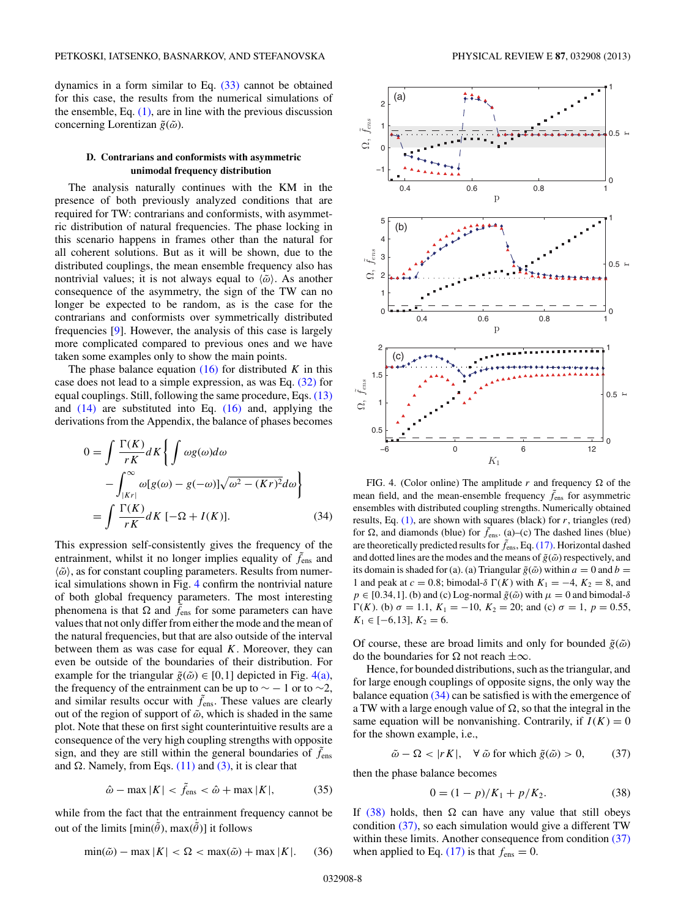dynamics in a form similar to Eq. (33) cannot be obtained for this case, the results from the numerical simulations of the ensemble, Eq. (1), are in line with the previous discussion concerning Lorentzian $\tilde{g}(\tilde{\omega})$.

### D. Contrarians and conformists with asymmetric unimodal frequency distribution

The analysis naturally continues with the KM in the presence of both previously analyzed conditions that are required for TW: contrarians and conformists, with asymmetric distribution of natural frequencies. The phase locking in this scenario happens in frames other than the natural for all coherent solutions. But as it will be shown, due to the distributed couplings, the mean ensemble frequency also has nontrivial values; it is not always equal to $\langle\tilde{\omega}\rangle$. As another consequence of the asymmetry, the sign of the TW can no longer be expected to be random, as is the case for the contrarians and conformists over symmetrically distributed frequencies [9]. However, the analysis of this case is largely more complicated compared to previous ones and we have taken some examples only to show the main points.

The phase balance equation (16) for distributed $K$ in this case does not lead to a simple expression, as was Eq. (32) for equal couplings. Still, following the same procedure, Eqs. (13) and (14) are substituted into Eq. (16) and, applying the derivations from the Appendix, the balance of phases becomes

$$
\begin{aligned}
0 &= \int \frac{\Gamma(K)}{rK} dK \left\{ \int \omega g(\omega) d\omega \right.\\
&\quad \left. - \int_{|Kr|}^{\infty} \omega [g(\omega) - g(-\omega)] \sqrt{\omega^2 - (Kr)^2} d\omega \right\}\\
&= \int \frac{\Gamma(K)}{rK} dK \, [-\Omega + I(K)]. \qquad (34)
\end{aligned}
$$

This expression self-consistently gives the frequency of the entrainment, whilst it no longer implies equality of $\tilde{f}_{\text{ens}}$ and $\langle\tilde{\omega}\rangle$, as for constant coupling parameters. Results from numerical simulations shown in Fig. 4 confirm the nontrivial nature of both global frequency parameters. The most interesting phenomena is that $\Omega$ and $\tilde{f}_{\text{ens}}$ for some parameters can have values that not only differ from either the mode and the mean of the natural frequencies, but that are also outside of the interval between them as was case for equal $K$. Moreover, they can even be outside of the boundaries of their distribution. For example for the triangular $\tilde{g}(\tilde{\omega}) \in [0,1]$ depicted in Fig. 4(a), the frequency of the entrainment can be up to $\sim -1$ or to $\sim 2$, and similar results occur with $\tilde{f}_{\text{ens}}$. These values are clearly out of the region of support of $\tilde{\omega}$, which is shaded in the same plot. Note that these on first sight counterintuitive results are a consequence of the very high coupling strengths with opposite sign, and they are still within the general boundaries of $\tilde{f}_{\text{ens}}$ and $\Omega$. Namely, from Eqs. (11) and (3), it is clear that

$$
\hat{\omega} - \max|K| < \tilde{f}_{\text{ens}} < \hat{\omega} + \max|K|, \qquad (35)
$$

while from the fact that the entrainment frequency cannot be out of the limits $[\min(\dot{\tilde{\theta}}), \max(\dot{\tilde{\theta}})]$ it follows

$$
\min(\tilde{\omega}) - \max|K| < \Omega < \max(\tilde{\omega}) + \max|K|. \qquad (36)
$$

FIG. 4. (Color online) The amplitude $r$ and frequency $\Omega$ of the mean field, and the mean-ensemble frequency $\tilde{f}_{\text{ens}}$ for asymmetric ensembles with distributed coupling strengths. Numerically obtained results, Eq. (1), are shown with squares (black) for $r$, triangles (red) for $\Omega$, and diamonds (blue) for $\tilde{f}_{\text{ens}}$. (a)–(c) The dashed lines (blue) are theoretically predicted results for $\tilde{f}_{\text{ens}}$, Eq. (17). Horizontal dashed and dotted lines are the modes and the means of $\tilde{g}(\tilde{\omega})$ respectively, and its domain is shaded for (a). (a) Triangular $\tilde{g}(\tilde{\omega})$ within $a = 0$ and $b = 1$ and peak at $c = 0.8$; bimodal-$\delta$ $\Gamma(K)$ with $K_1 = -4$, $K_2 = 8$, and $p \in [0.34, 1]$. (b) and (c) Log-normal $\tilde{g}(\tilde{\omega})$ with $\mu = 0$ and bimodal-$\delta$ $\Gamma(K)$. (b) $\sigma = 1.1$, $K_1 = -10$, $K_2 = 20$; and (c) $\sigma = 1$, $p = 0.55$, $K_1 \in [-6, 13]$, $K_2 = 6$.

Of course, these are broad limits and only for bounded $\tilde{g}(\tilde{\omega})$ do the boundaries for $\Omega$ not reach $\pm\infty$.

Hence, for bounded distributions, such as the triangular, and for large enough couplings of opposite signs, the only way the balance equation (34) can be satisfied is with the emergence of a TW with a large enough value of $\Omega$, so that the integral in the same equation will be nonvanishing. Contrarily, if $I(K) = 0$ for the shown example, i.e.,

$$
\tilde{\omega} - \Omega < |rK|, \quad \forall\, \tilde{\omega} \text{ for which } \tilde{g}(\tilde{\omega}) > 0, \qquad (37)
$$

then the phase balance becomes

$$
0 = (1 - p)/K_1 + p/K_2. \qquad (38)
$$

If (38) holds, then $\Omega$ can have any value that still obeys condition (37), so each simulation would give a different TW within these limits. Another consequence from condition (37) when applied to Eq. (17) is that $f_{\text{ens}} = 0$.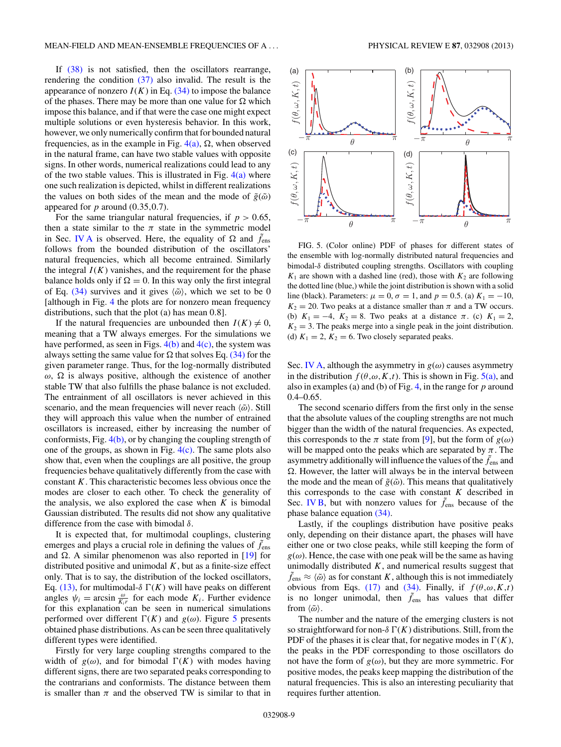If (38) is not satisfied, then the oscillators rearrange, rendering the condition (37) also invalid. The result is the appearance of nonzero $I(K)$ in Eq. (34) to impose the balance of the phases. There may be more than one value for $\Omega$ which impose this balance, and if that were the case one might expect multiple solutions or even hysteresis behavior. In this work, however, we only numerically confirm that for bounded natural frequencies, as in the example in Fig. 4(a), $\Omega$, when observed in the natural frame, can have two stable values with opposite signs. In other words, numerical realizations could lead to any of the two stable values. This is illustrated in Fig. 4(a) where one such realization is depicted, whilst in different realizations the values on both sides of the mean and the mode of $\tilde{g}(\tilde{\omega})$ appeared for $p$ around (0.35,0.7).

For the same triangular natural frequencies, if $p > 0.65$, then a state similar to the $\pi$ state in the symmetric model in Sec. IV A is observed. Here, the equality of $\Omega$ and $\tilde{f}_{\rm ens}$ follows from the bounded distribution of the oscillators' natural frequencies, which all become entrained. Similarly the integral $I(K)$ vanishes, and the requirement for the phase balance holds only if $\Omega = 0$. In this way only the first integral of Eq. (34) survives and it gives $\langle\tilde{\omega}\rangle$, which we set to be 0 [although in Fig. 4 the plots are for nonzero mean frequency distributions, such that the plot (a) has mean 0.8].

If the natural frequencies are unbounded then $I(K) \neq 0$, meaning that a TW always emerges. For the simulations we have performed, as seen in Figs. 4(b) and 4(c), the system was always setting the same value for $\Omega$ that solves Eq. (34) for the given parameter range. Thus, for the log-normally distributed $\omega$, $\Omega$ is always positive, although the existence of another stable TW that also fulfills the phase balance is not excluded. The entrainment of all oscillators is never achieved in this scenario, and the mean frequencies will never reach $\langle\tilde{\omega}\rangle$. Still they will approach this value when the number of entrained oscillators is increased, either by increasing the number of conformists, Fig. 4(b), or by changing the coupling strength of one of the groups, as shown in Fig. 4(c). The same plots also show that, even when the couplings are all positive, the group frequencies behave qualitatively differently from the case with constant $K$. This characteristic becomes less obvious once the modes are closer to each other. To check the generality of the analysis, we also explored the case when $K$ is bimodal Gaussian distributed. The results did not show any qualitative difference from the case with bimodal $\delta$.

It is expected that, for multimodal couplings, clustering emerges and plays a crucial role in defining the values of $\tilde{f}_{\rm ens}$ and $\Omega$. A similar phenomenon was also reported in [19] for distributed positive and unimodal $K$, but as a finite-size effect only. That is to say, the distribution of the locked oscillators, Eq. (13), for multimodal-$\delta$ $\Gamma(K)$ will have peaks on different angles $\psi_i = \arcsin\frac{\omega}{K_i r}$ for each mode $K_i$. Further evidence for this explanation can be seen in numerical simulations performed over different $\Gamma(K)$ and $g(\omega)$. Figure 5 presents obtained phase distributions. As can be seen three qualitatively different types were identified.

Firstly for very large coupling strengths compared to the width of $g(\omega)$, and for bimodal $\Gamma(K)$ with modes having different signs, there are two separated peaks corresponding to the contrarians and conformists. The distance between them is smaller than $\pi$ and the observed TW is similar to that in Sec. IV A, although the asymmetry in $g(\omega)$ causes asymmetry in the distribution $f(\theta,\omega,K,t)$. This is shown in Fig. 5(a), and also in examples (a) and (b) of Fig. 4, in the range for $p$ around 0.4–0.65.

FIG. 5. (Color online) PDF of phases for different states of the ensemble with log-normally distributed natural frequencies and bimodal-$\delta$ distributed coupling strengths. Oscillators with coupling $K_1$ are shown with a dashed line (red), those with $K_2$ are following the dotted line (blue,) while the joint distribution is shown with a solid line (black). Parameters: $\mu = 0$, $\sigma = 1$, and $p = 0.5$. (a) $K_1 = -10$, $K_2 = 20$. Two peaks at a distance smaller than $\pi$ and a TW occurs. (b) $K_1 = -4$, $K_2 = 8$. Two peaks at a distance $\pi$. (c) $K_1 = 2$, $K_2 = 3$. The peaks merge into a single peak in the joint distribution. (d) $K_1 = 2$, $K_2 = 6$. Two closely separated peaks.

The second scenario differs from the first only in the sense that the absolute values of the coupling strengths are not much bigger than the width of the natural frequencies. As expected, this corresponds to the $\pi$ state from [9], but the form of $g(\omega)$ will be mapped onto the peaks which are separated by $\pi$. The asymmetry additionally will influence the values of the $\tilde{f}_{\rm ens}$ and $\Omega$. However, the latter will always be in the interval between the mode and the mean of $\tilde{g}(\tilde{\omega})$. This means that qualitatively this corresponds to the case with constant $K$ described in Sec. IV B, but with nonzero values for $\tilde{f}_{\rm ens}$ because of the phase balance equation (34).

Lastly, if the couplings distribution have positive peaks only, depending on their distance apart, the phases will have either one or two close peaks, while still keeping the form of $g(\omega)$. Hence, the case with one peak will be the same as having unimodally distributed $K$, and numerical results suggest that $\tilde{f}_{\rm ens} \approx \langle\tilde{\omega}\rangle$ as for constant $K$, although this is not immediately obvious from Eqs. (17) and (34). Finally, if $f(\theta,\omega,K,t)$ is no longer unimodal, then $\tilde{f}_{\rm ens}$ has values that differ from $\langle\tilde{\omega}\rangle$.

The number and the nature of the emerging clusters is not so straightforward for non-$\delta$ $\Gamma(K)$ distributions. Still, from the PDF of the phases it is clear that, for negative modes in $\Gamma(K)$, the peaks in the PDF corresponding to those oscillators do not have the form of $g(\omega)$, but they are more symmetric. For positive modes, the peaks keep mapping the distribution of the natural frequencies. This is also an interesting peculiarity that requires further attention.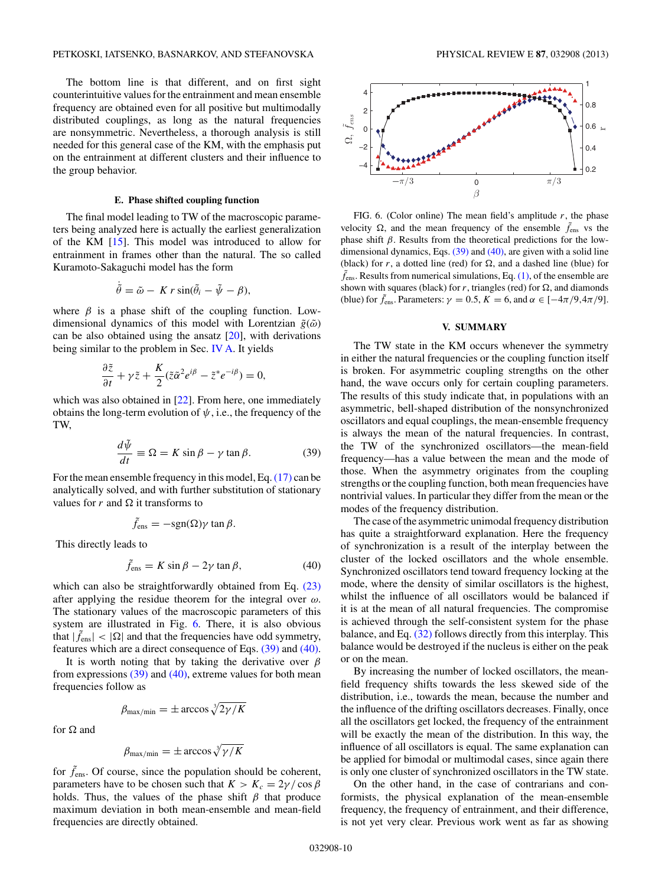The bottom line is that different, and on first sight counterintuitive values for the entrainment and mean ensemble frequency are obtained even for all positive but multimodally distributed couplings, as long as the natural frequencies are nonsymmetric. Nevertheless, a thorough analysis is still needed for this general case of the KM, with the emphasis put on the entrainment at different clusters and their influence to the group behavior.

### E. Phase shifted coupling function

The final model leading to TW of the macroscopic parameters being analyzed here is actually the earliest generalization of the KM [15]. This model was introduced to allow for entrainment in frames other than the natural. The so called Kuramoto-Sakaguchi model has the form

$$\dot{\tilde{\theta}} = \tilde{\omega} - K\, r \sin(\tilde{\theta}_i - \tilde{\psi} - \beta),$$

where $\beta$ is a phase shift of the coupling function. Low-dimensional dynamics of this model with Lorentzian $\tilde{g}(\tilde{\omega})$ can be also obtained using the ansatz [20], with derivations being similar to the problem in Sec. IV A. It yields

$$\frac{\partial \tilde{z}}{\partial t} + \gamma \tilde{z} + \frac{K}{2}(\tilde{z}\tilde{\alpha}^2 e^{i\beta} - \tilde{z}^* e^{-i\beta}) = 0,$$

which was also obtained in [22]. From here, one immediately obtains the long-term evolution of $\psi$, i.e., the frequency of the TW,

$$\frac{d\tilde{\psi}}{dt} \equiv \Omega = K \sin\beta - \gamma \tan\beta. \tag{39}$$

For the mean ensemble frequency in this model, Eq. (17) can be analytically solved, and with further substitution of stationary values for $r$ and $\Omega$ it transforms to

$$\tilde{f}_{\text{ens}} = -\text{sgn}(\Omega)\gamma \tan\beta.$$

This directly leads to

$$\tilde{f}_{\text{ens}} = K \sin\beta - 2\gamma \tan\beta, \tag{40}$$

which can also be straightforwardly obtained from Eq. (23) after applying the residue theorem for the integral over $\omega$. The stationary values of the macroscopic parameters of this system are illustrated in Fig. 6. There, it is also obvious that $|\tilde{f}_{\text{ens}}| < |\Omega|$ and that the frequencies have odd symmetry, features which are a direct consequence of Eqs. (39) and (40).

It is worth noting that by taking the derivative over $\beta$ from expressions (39) and (40), extreme values for both mean frequencies follow as

$$\beta_{\text{max/min}} = \pm \arccos \sqrt[3]{2\gamma/K}$$

for $\Omega$ and

$$\beta_{\text{max/min}} = \pm \arccos \sqrt[3]{\gamma/K}$$

for $\tilde{f}_{\text{ens}}$. Of course, since the population should be coherent, parameters have to be chosen such that $K > K_c = 2\gamma/\cos\beta$ holds. Thus, the values of the phase shift $\beta$ that produce maximum deviation in both mean-ensemble and mean-field frequencies are directly obtained.

FIG. 6. (Color online) The mean field's amplitude $r$, the phase velocity $\Omega$, and the mean frequency of the ensemble $\tilde{f}_{\text{ens}}$ vs the phase shift $\beta$. Results from the theoretical predictions for the low-dimensional dynamics, Eqs. (39) and (40), are given with a solid line (black) for $r$, a dotted line (red) for $\Omega$, and a dashed line (blue) for $\tilde{f}_{\text{ens}}$. Results from numerical simulations, Eq. (1), of the ensemble are shown with squares (black) for $r$, triangles (red) for $\Omega$, and diamonds (blue) for $\tilde{f}_{\text{ens}}$. Parameters: $\gamma = 0.5$, $K = 6$, and $\alpha \in [-4\pi/9, 4\pi/9]$.

## V. SUMMARY

The TW state in the KM occurs whenever the symmetry in either the natural frequencies or the coupling function itself is broken. For asymmetric coupling strengths on the other hand, the wave occurs only for certain coupling parameters. The results of this study indicate that, in populations with an asymmetric, bell-shaped distribution of the nonsynchronized oscillators and equal couplings, the mean-ensemble frequency is always the mean of the natural frequencies. In contrast, the TW of the synchronized oscillators—the mean-field frequency—has a value between the mean and the mode of those. When the asymmetry originates from the coupling strengths or the coupling function, both mean frequencies have nontrivial values. In particular they differ from the mean or the modes of the frequency distribution.

The case of the asymmetric unimodal frequency distribution has quite a straightforward explanation. Here the frequency of synchronization is a result of the interplay between the cluster of the locked oscillators and the whole ensemble. Synchronized oscillators tend toward frequency locking at the mode, where the density of similar oscillators is the highest, whilst the influence of all oscillators would be balanced if it is at the mean of all natural frequencies. The compromise is achieved through the self-consistent system for the phase balance, and Eq. (32) follows directly from this interplay. This balance would be destroyed if the nucleus is either on the peak or on the mean.

By increasing the number of locked oscillators, the mean-field frequency shifts towards the less skewed side of the distribution, i.e., towards the mean, because the number and the influence of the drifting oscillators decreases. Finally, once all the oscillators get locked, the frequency of the entrainment will be exactly the mean of the distribution. In this way, the influence of all oscillators is equal. The same explanation can be applied for bimodal or multimodal cases, since again there is only one cluster of synchronized oscillators in the TW state.

On the other hand, in the case of contrarians and conformists, the physical explanation of the mean-ensemble frequency, the frequency of entrainment, and their difference, is not yet very clear. Previous work went as far as showing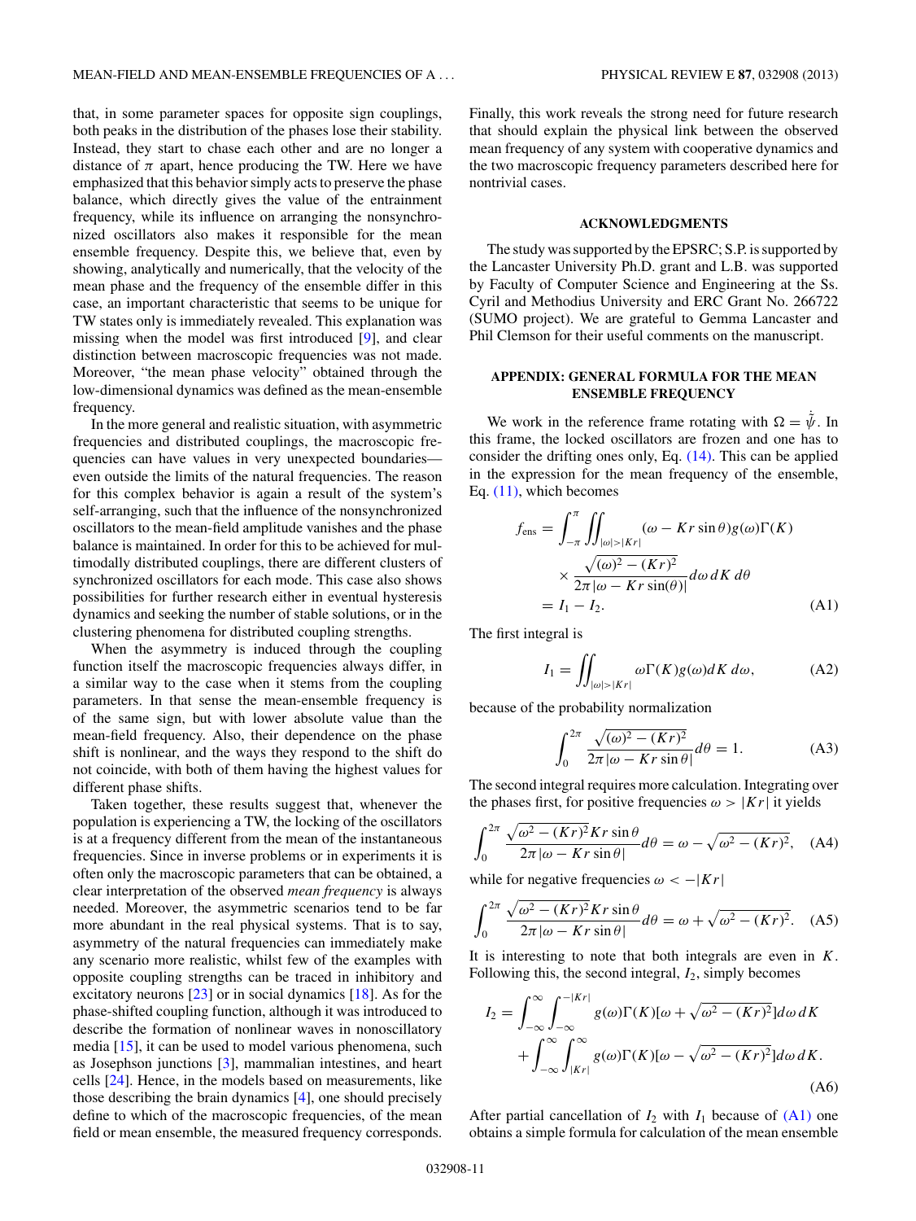that, in some parameter spaces for opposite sign couplings, both peaks in the distribution of the phases lose their stability. Instead, they start to chase each other and are no longer a distance of $\pi$ apart, hence producing the TW. Here we have emphasized that this behavior simply acts to preserve the phase balance, which directly gives the value of the entrainment frequency, while its influence on arranging the nonsynchronized oscillators also makes it responsible for the mean ensemble frequency. Despite this, we believe that, even by showing, analytically and numerically, that the velocity of the mean phase and the frequency of the ensemble differ in this case, an important characteristic that seems to be unique for TW states only is immediately revealed. This explanation was missing when the model was first introduced [9], and clear distinction between macroscopic frequencies was not made. Moreover, "the mean phase velocity" obtained through the low-dimensional dynamics was defined as the mean-ensemble frequency.

In the more general and realistic situation, with asymmetric frequencies and distributed couplings, the macroscopic frequencies can have values in very unexpected boundaries—even outside the limits of the natural frequencies. The reason for this complex behavior is again a result of the system's self-arranging, such that the influence of the nonsynchronized oscillators to the mean-field amplitude vanishes and the phase balance is maintained. In order for this to be achieved for multimodally distributed couplings, there are different clusters of synchronized oscillators for each mode. This case also shows possibilities for further research either in eventual hysteresis dynamics and seeking the number of stable solutions, or in the clustering phenomena for distributed coupling strengths.

When the asymmetry is induced through the coupling function itself the macroscopic frequencies always differ, in a similar way to the case when it stems from the coupling parameters. In that sense the mean-ensemble frequency is of the same sign, but with lower absolute value than the mean-field frequency. Also, their dependence on the phase shift is nonlinear, and the ways they respond to the shift do not coincide, with both of them having the highest values for different phase shifts.

Taken together, these results suggest that, whenever the population is experiencing a TW, the locking of the oscillators is at a frequency different from the mean of the instantaneous frequencies. Since in inverse problems or in experiments it is often only the macroscopic parameters that can be obtained, a clear interpretation of the observed *mean frequency* is always needed. Moreover, the asymmetric scenarios tend to be far more abundant in the real physical systems. That is to say, asymmetry of the natural frequencies can immediately make any scenario more realistic, whilst few of the examples with opposite coupling strengths can be traced in inhibitory and excitatory neurons [23] or in social dynamics [18]. As for the phase-shifted coupling function, although it was introduced to describe the formation of nonlinear waves in nonoscillatory media [15], it can be used to model various phenomena, such as Josephson junctions [3], mammalian intestines, and heart cells [24]. Hence, in the models based on measurements, like those describing the brain dynamics [4], one should precisely define to which of the macroscopic frequencies, of the mean field or mean ensemble, the measured frequency corresponds.

Finally, this work reveals the strong need for future research that should explain the physical link between the observed mean frequency of any system with cooperative dynamics and the two macroscopic frequency parameters described here for nontrivial cases.

## ACKNOWLEDGMENTS

The study was supported by the EPSRC; S.P. is supported by the Lancaster University Ph.D. grant and L.B. was supported by Faculty of Computer Science and Engineering at the Ss. Cyril and Methodius University and ERC Grant No. 266722 (SUMO project). We are grateful to Gemma Lancaster and Phil Clemson for their useful comments on the manuscript.

## APPENDIX: GENERAL FORMULA FOR THE MEAN ENSEMBLE FREQUENCY

We work in the reference frame rotating with $\Omega = \dot{\bar{\psi}}$. In this frame, the locked oscillators are frozen and one has to consider the drifting ones only, Eq. (14). This can be applied in the expression for the mean frequency of the ensemble, Eq. (11), which becomes

$$
\begin{aligned}
f_{\text{ens}} &= \int_{-\pi}^{\pi} \iint_{|\omega|>|Kr|} (\omega - Kr\sin\theta) g(\omega)\Gamma(K) \\
&\quad \times \frac{\sqrt{(\omega)^2 - (Kr)^2}}{2\pi|\omega - Kr\sin(\theta)|} d\omega\, dK\, d\theta \\
&= I_1 - I_2. \qquad \text{(A1)}
\end{aligned}
$$

The first integral is

$$
I_1 = \iint_{|\omega|>|Kr|} \omega \Gamma(K) g(\omega) dK\, d\omega, \qquad \text{(A2)}
$$

because of the probability normalization

$$
\int_0^{2\pi} \frac{\sqrt{(\omega)^2 - (Kr)^2}}{2\pi|\omega - Kr\sin\theta|} d\theta = 1. \qquad \text{(A3)}
$$

The second integral requires more calculation. Integrating over the phases first, for positive frequencies $\omega > |Kr|$ it yields

$$
\int_0^{2\pi} \frac{\sqrt{\omega^2 - (Kr)^2} Kr \sin\theta}{2\pi|\omega - Kr\sin\theta|} d\theta = \omega - \sqrt{\omega^2 - (Kr)^2}, \quad \text{(A4)}
$$

while for negative frequencies $\omega < -|Kr|$

$$
\int_0^{2\pi} \frac{\sqrt{\omega^2 - (Kr)^2} Kr \sin\theta}{2\pi|\omega - Kr\sin\theta|} d\theta = \omega + \sqrt{\omega^2 - (Kr)^2}. \quad \text{(A5)}
$$

It is interesting to note that both integrals are even in $K$. Following this, the second integral, $I_2$, simply becomes

$$
\begin{aligned}
I_2 &= \int_{-\infty}^{\infty} \int_{-\infty}^{-|Kr|} g(\omega)\Gamma(K)[\omega + \sqrt{\omega^2 - (Kr)^2}] d\omega\, dK \\
&\quad + \int_{-\infty}^{\infty} \int_{|Kr|}^{\infty} g(\omega)\Gamma(K)[\omega - \sqrt{\omega^2 - (Kr)^2}] d\omega\, dK. \qquad \text{(A6)}
\end{aligned}
$$

After partial cancellation of $I_2$ with $I_1$ because of (A1) one obtains a simple formula for calculation of the mean ensemble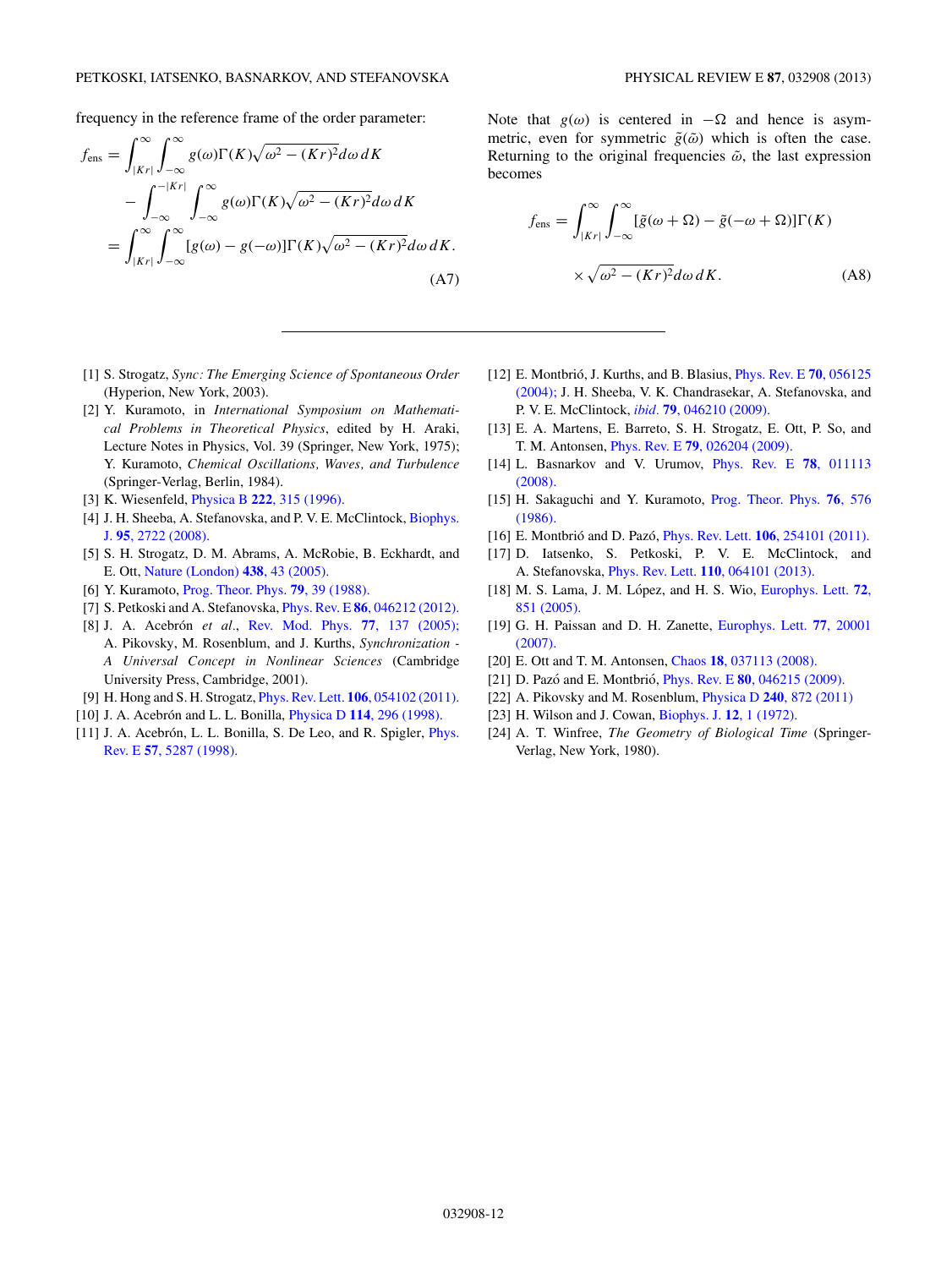frequency in the reference frame of the order parameter:

$$f_{\rm ens} = \int_{|Kr|}^{\infty}\int_{-\infty}^{\infty} g(\omega)\Gamma(K)\sqrt{\omega^2-(Kr)^2}d\omega\, dK - \int_{-\infty}^{-|Kr|}\int_{-\infty}^{\infty} g(\omega)\Gamma(K)\sqrt{\omega^2-(Kr)^2}d\omega\, dK = \int_{|Kr|}^{\infty}\int_{-\infty}^{\infty}[g(\omega)-g(-\omega)]\Gamma(K)\sqrt{\omega^2-(Kr)^2}d\omega\, dK. \tag{A7}$$

Note that $g(\omega)$ is centered in $-\Omega$ and hence is asymmetric, even for symmetric $\tilde{g}(\tilde{\omega})$ which is often the case. Returning to the original frequencies $\tilde{\omega}$, the last expression becomes

$$f_{\rm ens} = \int_{|Kr|}^{\infty}\int_{-\infty}^{\infty}[\tilde{g}(\omega+\Omega)-\tilde{g}(-\omega+\Omega)]\Gamma(K) \times\sqrt{\omega^2-(Kr)^2}d\omega\, dK. \tag{A8}$$

---

[1] S. Strogatz, *Sync: The Emerging Science of Spontaneous Order* (Hyperion, New York, 2003).

[2] Y. Kuramoto, in *International Symposium on Mathematical Problems in Theoretical Physics*, edited by H. Araki, Lecture Notes in Physics, Vol. 39 (Springer, New York, 1975); Y. Kuramoto, *Chemical Oscillations, Waves, and Turbulence* (Springer-Verlag, Berlin, 1984).

[3] K. Wiesenfeld, Physica B **222**, 315 (1996).

[4] J. H. Sheeba, A. Stefanovska, and P. V. E. McClintock, Biophys. J. **95**, 2722 (2008).

[5] S. H. Strogatz, D. M. Abrams, A. McRobie, B. Eckhardt, and E. Ott, Nature (London) **438**, 43 (2005).

[6] Y. Kuramoto, Prog. Theor. Phys. **79**, 39 (1988).

[7] S. Petkoski and A. Stefanovska, Phys. Rev. E **86**, 046212 (2012).

[8] J. A. Acebrón *et al.*, Rev. Mod. Phys. **77**, 137 (2005); A. Pikovsky, M. Rosenblum, and J. Kurths, *Synchronization - A Universal Concept in Nonlinear Sciences* (Cambridge University Press, Cambridge, 2001).

[9] H. Hong and S. H. Strogatz, Phys. Rev. Lett. **106**, 054102 (2011).

[10] J. A. Acebrón and L. L. Bonilla, Physica D **114**, 296 (1998).

[11] J. A. Acebrón, L. L. Bonilla, S. De Leo, and R. Spigler, Phys. Rev. E **57**, 5287 (1998).

[12] E. Montbrió, J. Kurths, and B. Blasius, Phys. Rev. E **70**, 056125 (2004); J. H. Sheeba, V. K. Chandrasekar, A. Stefanovska, and P. V. E. McClintock, *ibid.* **79**, 046210 (2009).

[13] E. A. Martens, E. Barreto, S. H. Strogatz, E. Ott, P. So, and T. M. Antonsen, Phys. Rev. E **79**, 026204 (2009).

[14] L. Basnarkov and V. Urumov, Phys. Rev. E **78**, 011113 (2008).

[15] H. Sakaguchi and Y. Kuramoto, Prog. Theor. Phys. **76**, 576 (1986).

[16] E. Montbrió and D. Pazó, Phys. Rev. Lett. **106**, 254101 (2011).

[17] D. Iatsenko, S. Petkoski, P. V. E. McClintock, and A. Stefanovska, Phys. Rev. Lett. **110**, 064101 (2013).

[18] M. S. Lama, J. M. López, and H. S. Wio, Europhys. Lett. **72**, 851 (2005).

[19] G. H. Paissan and D. H. Zanette, Europhys. Lett. **77**, 20001 (2007).

[20] E. Ott and T. M. Antonsen, Chaos **18**, 037113 (2008).

[21] D. Pazó and E. Montbrió, Phys. Rev. E **80**, 046215 (2009).

[22] A. Pikovsky and M. Rosenblum, Physica D **240**, 872 (2011)

[23] H. Wilson and J. Cowan, Biophys. J. **12**, 1 (1972).

[24] A. T. Winfree, *The Geometry of Biological Time* (Springer-Verlag, New York, 1980).